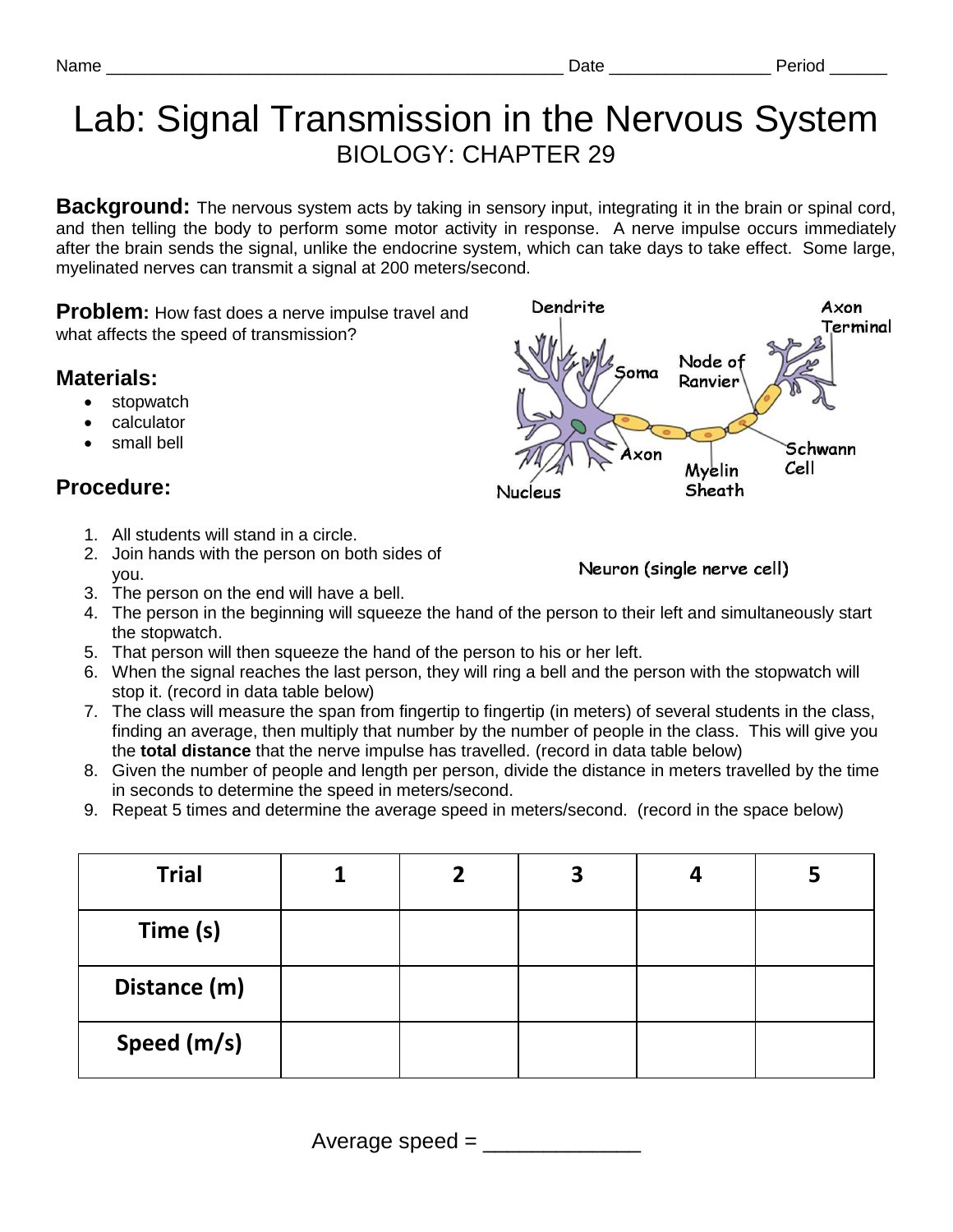Name ______________________________________________ Date ________________ Period ______

# Lab: Signal Transmission in the Nervous System

## BIOLOGY: CHAPTER 29

**Background:** The nervous system acts by taking in sensory input, integrating it in the brain or spinal cord, and then telling the body to perform some motor activity in response. A nerve impulse occurs immediately after the brain sends the signal, unlike the endocrine system, which can take days to take effect. Some large, myelinated nerves can transmit a signal at 200 meters/second.

**Problem:** How fast does a nerve impulse travel and what affects the speed of transmission?

### Materials:

- stopwatch
- calculator
- small bell

### Procedure:

1. All students will stand in a circle.
2. Join hands with the person on both sides of you.
3. The person on the end will have a bell.
4. The person in the beginning will squeeze the hand of the person to their left and simultaneously start the stopwatch.
5. That person will then squeeze the hand of the person to his or her left.
6. When the signal reaches the last person, they will ring a bell and the person with the stopwatch will stop it. (record in data table below)
7. The class will measure the span from fingertip to fingertip (in meters) of several students in the class, finding an average, then multiply that number by the number of people in the class. This will give you the **total distance** that the nerve impulse has travelled. (record in data table below)
8. Given the number of people and length per person, divide the distance in meters travelled by the time in seconds to determine the speed in meters/second.
9. Repeat 5 times and determine the average speed in meters/second. (record in the space below)

Neuron (single nerve cell)

| Trial | 1 | 2 | 3 | 4 | 5 |
|---|---|---|---|---|---|
| Time (s) | | | | | |
| Distance (m) | | | | | |
| Speed (m/s) | | | | | |

Average speed = _____________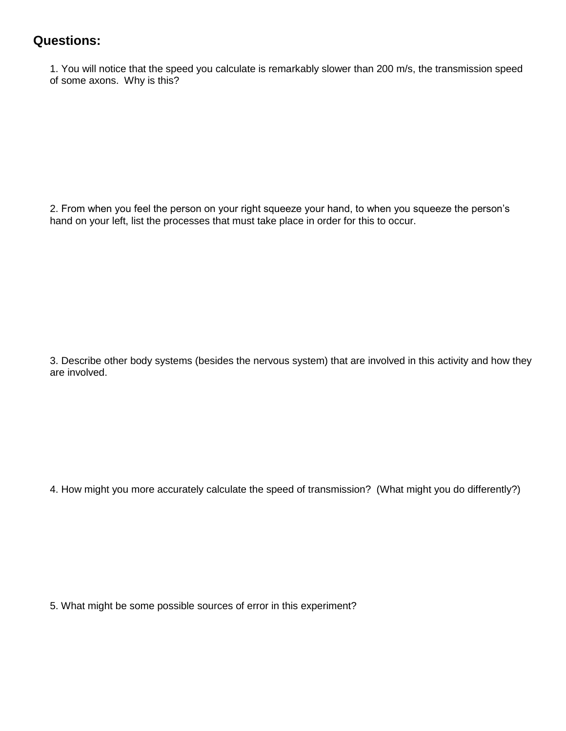## Questions:

1. You will notice that the speed you calculate is remarkably slower than 200 m/s, the transmission speed of some axons. Why is this?

2. From when you feel the person on your right squeeze your hand, to when you squeeze the person's hand on your left, list the processes that must take place in order for this to occur.

3. Describe other body systems (besides the nervous system) that are involved in this activity and how they are involved.

4. How might you more accurately calculate the speed of transmission? (What might you do differently?)

5. What might be some possible sources of error in this experiment?